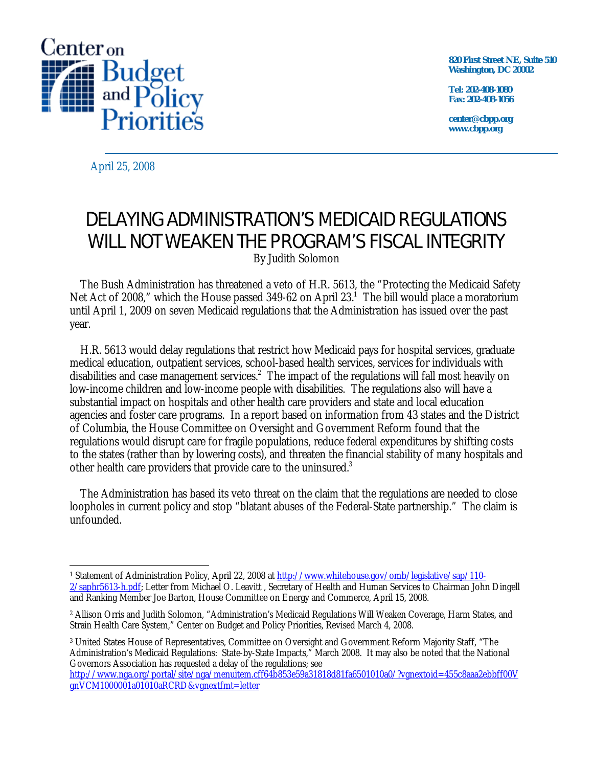Center on Budget and Policy Priorities

820 First Street NE, Suite 510
Washington, DC 20002

Tel: 202-408-1080
Fax: 202-408-1056

center@cbpp.org
www.cbpp.org

April 25, 2008

# DELAYING ADMINISTRATION'S MEDICAID REGULATIONS WILL NOT WEAKEN THE PROGRAM'S FISCAL INTEGRITY

By Judith Solomon

The Bush Administration has threatened a veto of H.R. 5613, the "Protecting the Medicaid Safety Net Act of 2008," which the House passed 349-62 on April 23.[1] The bill would place a moratorium until April 1, 2009 on seven Medicaid regulations that the Administration has issued over the past year.

H.R. 5613 would delay regulations that restrict how Medicaid pays for hospital services, graduate medical education, outpatient services, school-based health services, services for individuals with disabilities and case management services.[2] The impact of the regulations will fall most heavily on low-income children and low-income people with disabilities. The regulations also will have a substantial impact on hospitals and other health care providers and state and local education agencies and foster care programs. In a report based on information from 43 states and the District of Columbia, the House Committee on Oversight and Government Reform found that the regulations would disrupt care for fragile populations, reduce federal expenditures by shifting costs to the states (rather than by lowering costs), and threaten the financial stability of many hospitals and other health care providers that provide care to the uninsured.[3]

The Administration has based its veto threat on the claim that the regulations are needed to close loopholes in current policy and stop "blatant abuses of the Federal-State partnership." The claim is unfounded.

---

[1] Statement of Administration Policy, April 22, 2008 at http://www.whitehouse.gov/omb/legislative/sap/110-2/saphr5613-h.pdf; Letter from Michael O. Leavitt , Secretary of Health and Human Services to Chairman John Dingell and Ranking Member Joe Barton, House Committee on Energy and Commerce, April 15, 2008.

[2] Allison Orris and Judith Solomon, "Administration's Medicaid Regulations Will Weaken Coverage, Harm States, and Strain Health Care System," Center on Budget and Policy Priorities, Revised March 4, 2008.

[3] United States House of Representatives, Committee on Oversight and Government Reform Majority Staff, "The Administration's Medicaid Regulations: State-by-State Impacts," March 2008. It may also be noted that the National Governors Association has requested a delay of the regulations; see http://www.nga.org/portal/site/nga/menuitem.cff64b853e59a31818d81fa6501010a0/?vgnextoid=455c8aaa2ebbff00VgnVCM1000001a01010aRCRD&vgnextfmt=letter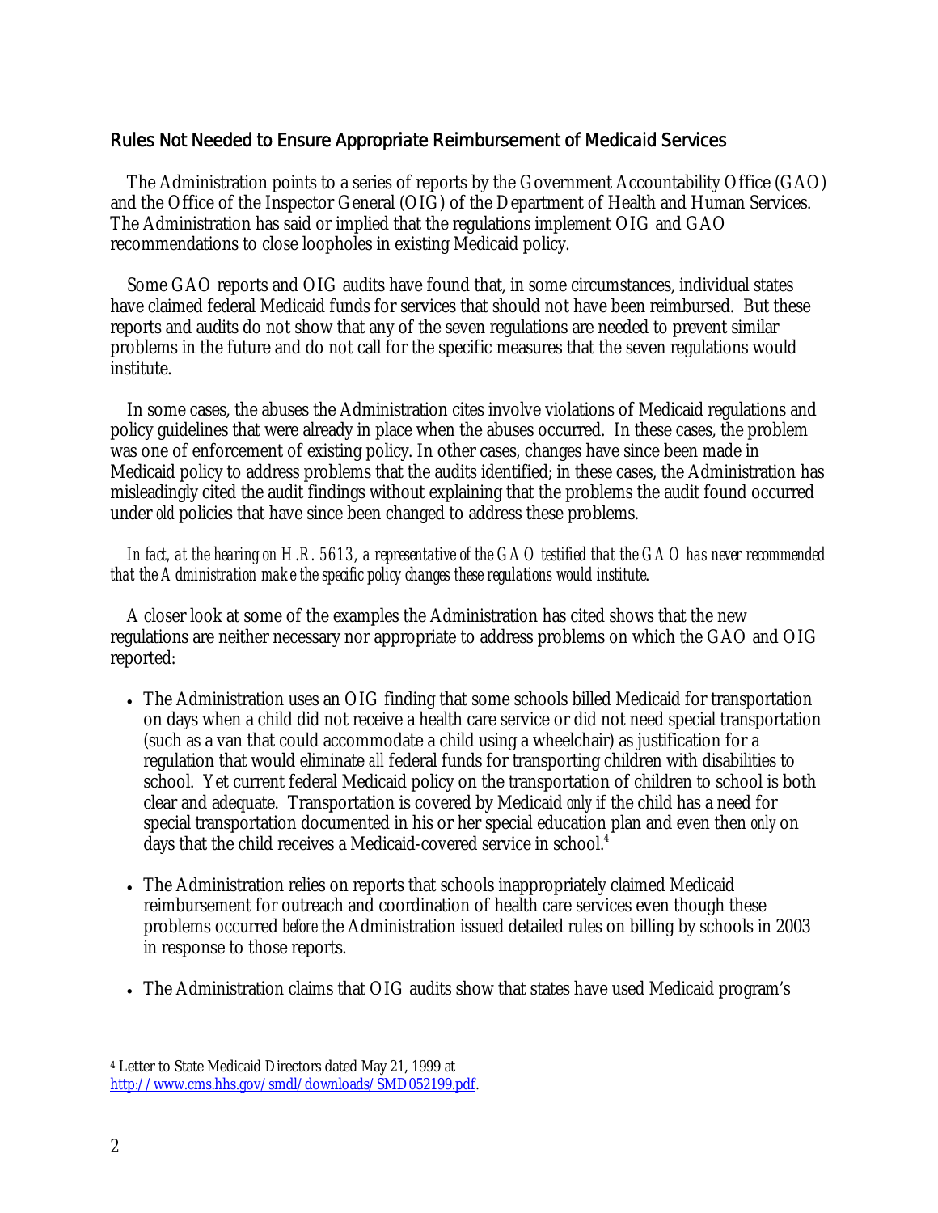## Rules Not Needed to Ensure Appropriate Reimbursement of Medicaid Services

The Administration points to a series of reports by the Government Accountability Office (GAO) and the Office of the Inspector General (OIG) of the Department of Health and Human Services. The Administration has said or implied that the regulations implement OIG and GAO recommendations to close loopholes in existing Medicaid policy.

Some GAO reports and OIG audits have found that, in some circumstances, individual states have claimed federal Medicaid funds for services that should not have been reimbursed. But these reports and audits do not show that any of the seven regulations are needed to prevent similar problems in the future and do not call for the specific measures that the seven regulations would institute.

In some cases, the abuses the Administration cites involve violations of Medicaid regulations and policy guidelines that were already in place when the abuses occurred. In these cases, the problem was one of enforcement of existing policy. In other cases, changes have since been made in Medicaid policy to address problems that the audits identified; in these cases, the Administration has misleadingly cited the audit findings without explaining that the problems the audit found occurred under *old* policies that have since been changed to address these problems.

*In fact, at the hearing on H.R. 5613, a representative of the GAO testified that the GAO has never recommended that the Administration make the specific policy changes these regulations would institute.*

A closer look at some of the examples the Administration has cited shows that the new regulations are neither necessary nor appropriate to address problems on which the GAO and OIG reported:

- The Administration uses an OIG finding that some schools billed Medicaid for transportation on days when a child did not receive a health care service or did not need special transportation (such as a van that could accommodate a child using a wheelchair) as justification for a regulation that would eliminate *all* federal funds for transporting children with disabilities to school. Yet current federal Medicaid policy on the transportation of children to school is both clear and adequate. Transportation is covered by Medicaid *only* if the child has a need for special transportation documented in his or her special education plan and even then *only* on days that the child receives a Medicaid-covered service in school.[4]
- The Administration relies on reports that schools inappropriately claimed Medicaid reimbursement for outreach and coordination of health care services even though these problems occurred *before* the Administration issued detailed rules on billing by schools in 2003 in response to those reports.
- The Administration claims that OIG audits show that states have used Medicaid program's

[4] Letter to State Medicaid Directors dated May 21, 1999 at http://www.cms.hhs.gov/smdl/downloads/SMD052199.pdf.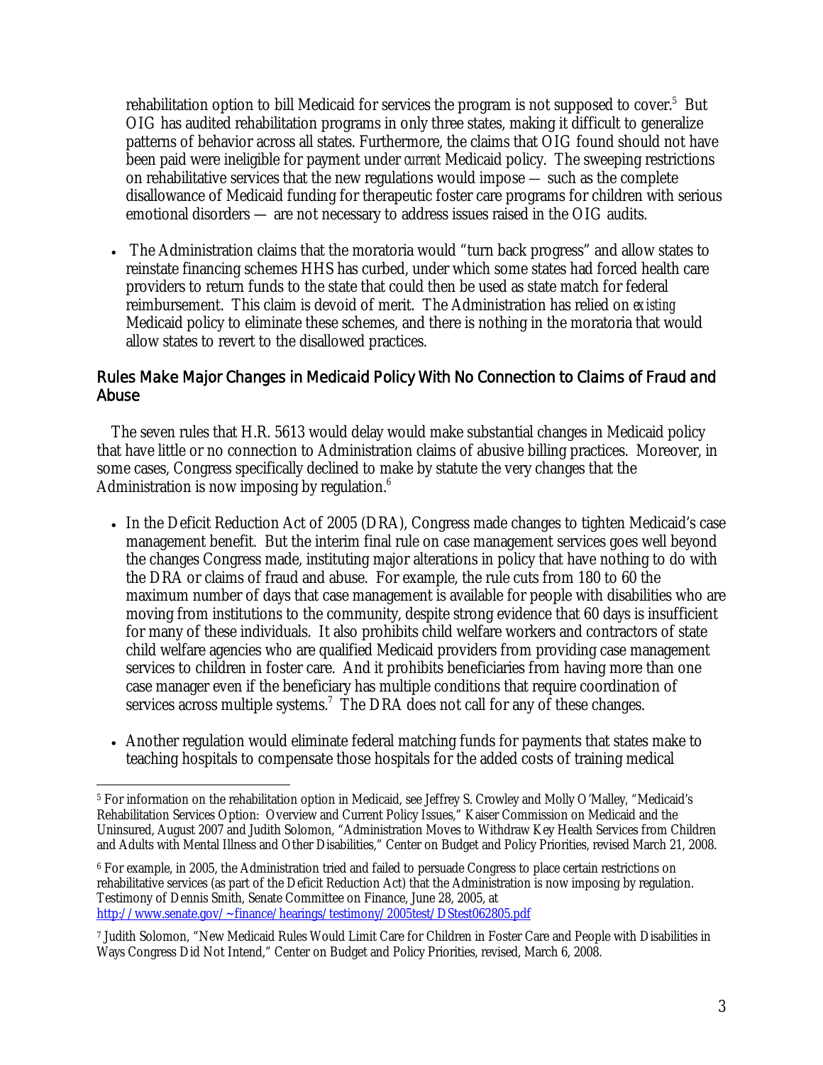rehabilitation option to bill Medicaid for services the program is not supposed to cover.[5] But OIG has audited rehabilitation programs in only three states, making it difficult to generalize patterns of behavior across all states. Furthermore, the claims that OIG found should not have been paid were ineligible for payment under *current* Medicaid policy. The sweeping restrictions on rehabilitative services that the new regulations would impose — such as the complete disallowance of Medicaid funding for therapeutic foster care programs for children with serious emotional disorders — are not necessary to address issues raised in the OIG audits.

- The Administration claims that the moratoria would "turn back progress" and allow states to reinstate financing schemes HHS has curbed, under which some states had forced health care providers to return funds to the state that could then be used as state match for federal reimbursement. This claim is devoid of merit. The Administration has relied on *existing* Medicaid policy to eliminate these schemes, and there is nothing in the moratoria that would allow states to revert to the disallowed practices.

## Rules Make Major Changes in Medicaid Policy With No Connection to Claims of Fraud and Abuse

The seven rules that H.R. 5613 would delay would make substantial changes in Medicaid policy that have little or no connection to Administration claims of abusive billing practices. Moreover, in some cases, Congress specifically declined to make by statute the very changes that the Administration is now imposing by regulation.[6]

- In the Deficit Reduction Act of 2005 (DRA), Congress made changes to tighten Medicaid's case management benefit. But the interim final rule on case management services goes well beyond the changes Congress made, instituting major alterations in policy that have nothing to do with the DRA or claims of fraud and abuse. For example, the rule cuts from 180 to 60 the maximum number of days that case management is available for people with disabilities who are moving from institutions to the community, despite strong evidence that 60 days is insufficient for many of these individuals. It also prohibits child welfare workers and contractors of state child welfare agencies who are qualified Medicaid providers from providing case management services to children in foster care. And it prohibits beneficiaries from having more than one case manager even if the beneficiary has multiple conditions that require coordination of services across multiple systems.[7] The DRA does not call for any of these changes.

- Another regulation would eliminate federal matching funds for payments that states make to teaching hospitals to compensate those hospitals for the added costs of training medical

---

[5] For information on the rehabilitation option in Medicaid, see Jeffrey S. Crowley and Molly O'Malley, "Medicaid's Rehabilitation Services Option: Overview and Current Policy Issues," Kaiser Commission on Medicaid and the Uninsured, August 2007 and Judith Solomon, "Administration Moves to Withdraw Key Health Services from Children and Adults with Mental Illness and Other Disabilities," Center on Budget and Policy Priorities, revised March 21, 2008.

[6] For example, in 2005, the Administration tried and failed to persuade Congress to place certain restrictions on rehabilitative services (as part of the Deficit Reduction Act) that the Administration is now imposing by regulation. Testimony of Dennis Smith, Senate Committee on Finance, June 28, 2005, at http://www.senate.gov/~finance/hearings/testimony/2005test/DStest062805.pdf

[7] Judith Solomon, "New Medicaid Rules Would Limit Care for Children in Foster Care and People with Disabilities in Ways Congress Did Not Intend," Center on Budget and Policy Priorities, revised, March 6, 2008.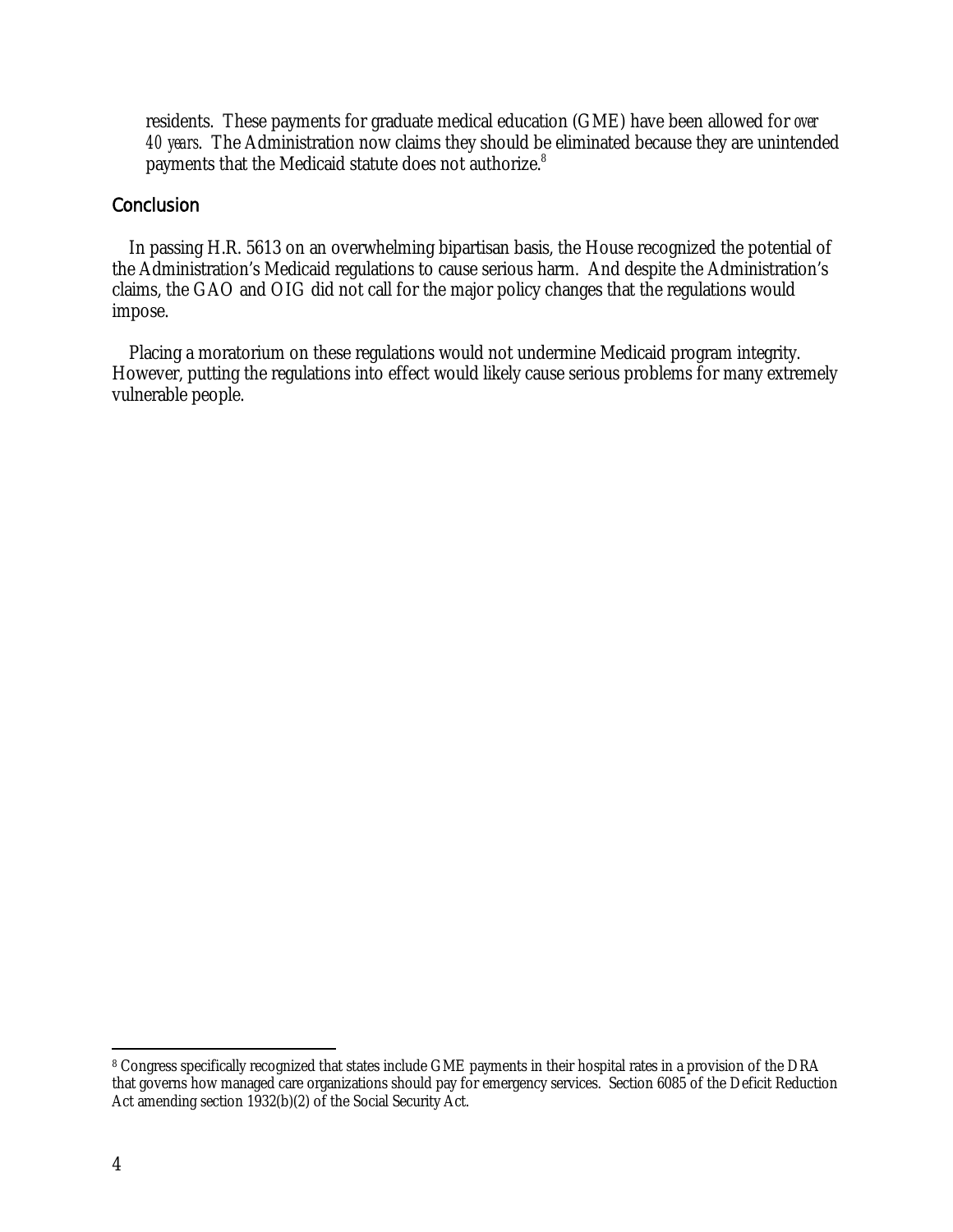residents. These payments for graduate medical education (GME) have been allowed for *over 40 years*. The Administration now claims they should be eliminated because they are unintended payments that the Medicaid statute does not authorize.[8]

## Conclusion

In passing H.R. 5613 on an overwhelming bipartisan basis, the House recognized the potential of the Administration's Medicaid regulations to cause serious harm. And despite the Administration's claims, the GAO and OIG did not call for the major policy changes that the regulations would impose.

Placing a moratorium on these regulations would not undermine Medicaid program integrity. However, putting the regulations into effect would likely cause serious problems for many extremely vulnerable people.

---

[8] Congress specifically recognized that states include GME payments in their hospital rates in a provision of the DRA that governs how managed care organizations should pay for emergency services. Section 6085 of the Deficit Reduction Act amending section 1932(b)(2) of the Social Security Act.